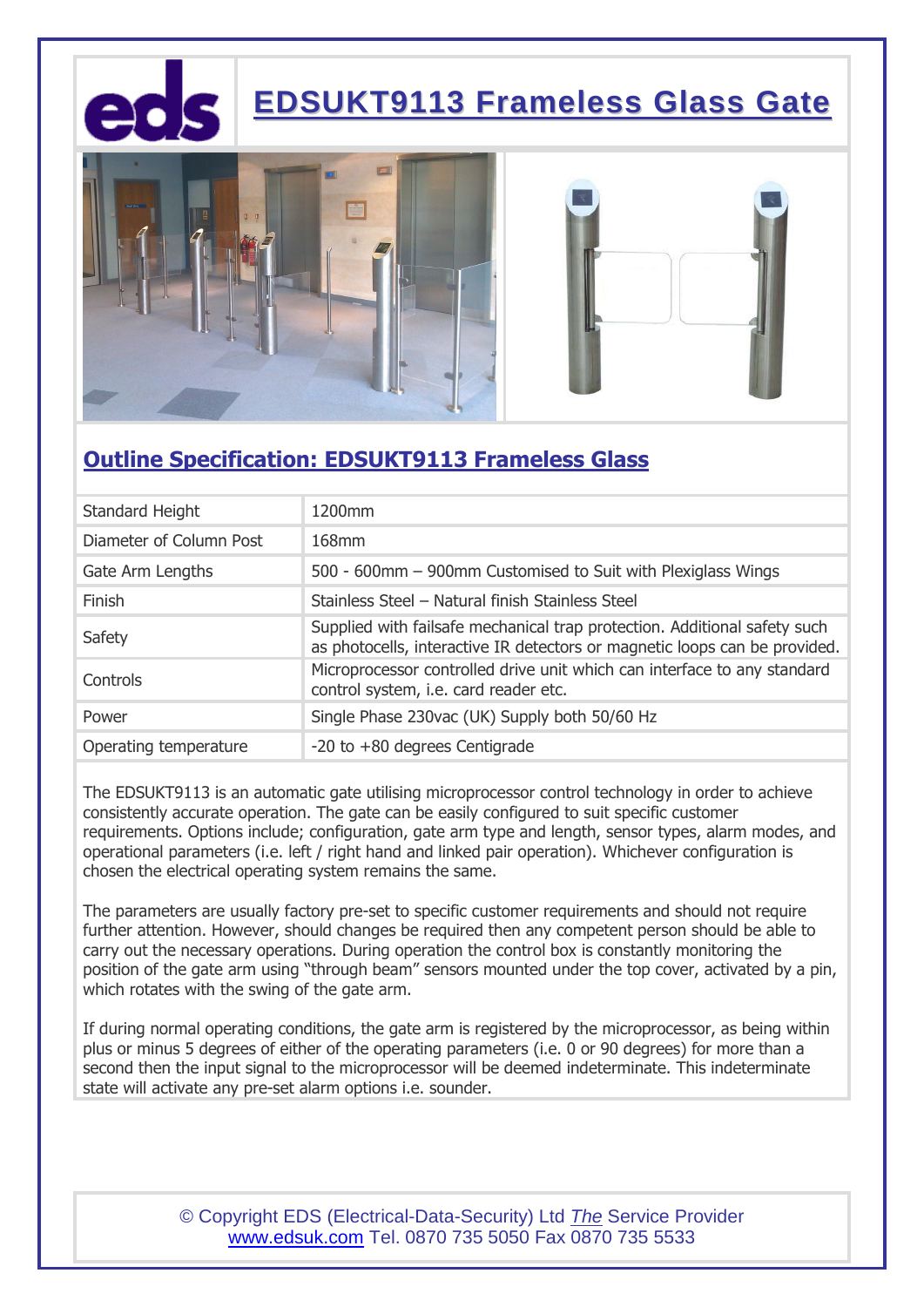# EDSUKT9113 Frameless Glass Gate

## Outline Specification: EDSUKT9113 Frameless Glass

| | |
|---|---|
| Standard Height | 1200mm |
| Diameter of Column Post | 168mm |
| Gate Arm Lengths | 500 - 600mm – 900mm Customised to Suit with Plexiglass Wings |
| Finish | Stainless Steel – Natural finish Stainless Steel |
| Safety | Supplied with failsafe mechanical trap protection. Additional safety such as photocells, interactive IR detectors or magnetic loops can be provided. |
| Controls | Microprocessor controlled drive unit which can interface to any standard control system, i.e. card reader etc. |
| Power | Single Phase 230vac (UK) Supply both 50/60 Hz |
| Operating temperature | -20 to +80 degrees Centigrade |

The EDSUKT9113 is an automatic gate utilising microprocessor control technology in order to achieve consistently accurate operation. The gate can be easily configured to suit specific customer requirements. Options include; configuration, gate arm type and length, sensor types, alarm modes, and operational parameters (i.e. left / right hand and linked pair operation). Whichever configuration is chosen the electrical operating system remains the same.

The parameters are usually factory pre-set to specific customer requirements and should not require further attention. However, should changes be required then any competent person should be able to carry out the necessary operations. During operation the control box is constantly monitoring the position of the gate arm using "through beam" sensors mounted under the top cover, activated by a pin, which rotates with the swing of the gate arm.

If during normal operating conditions, the gate arm is registered by the microprocessor, as being within plus or minus 5 degrees of either of the operating parameters (i.e. 0 or 90 degrees) for more than a second then the input signal to the microprocessor will be deemed indeterminate. This indeterminate state will activate any pre-set alarm options i.e. sounder.

© Copyright EDS (Electrical-Data-Security) Ltd *The* Service Provider
www.edsuk.com Tel. 0870 735 5050 Fax 0870 735 5533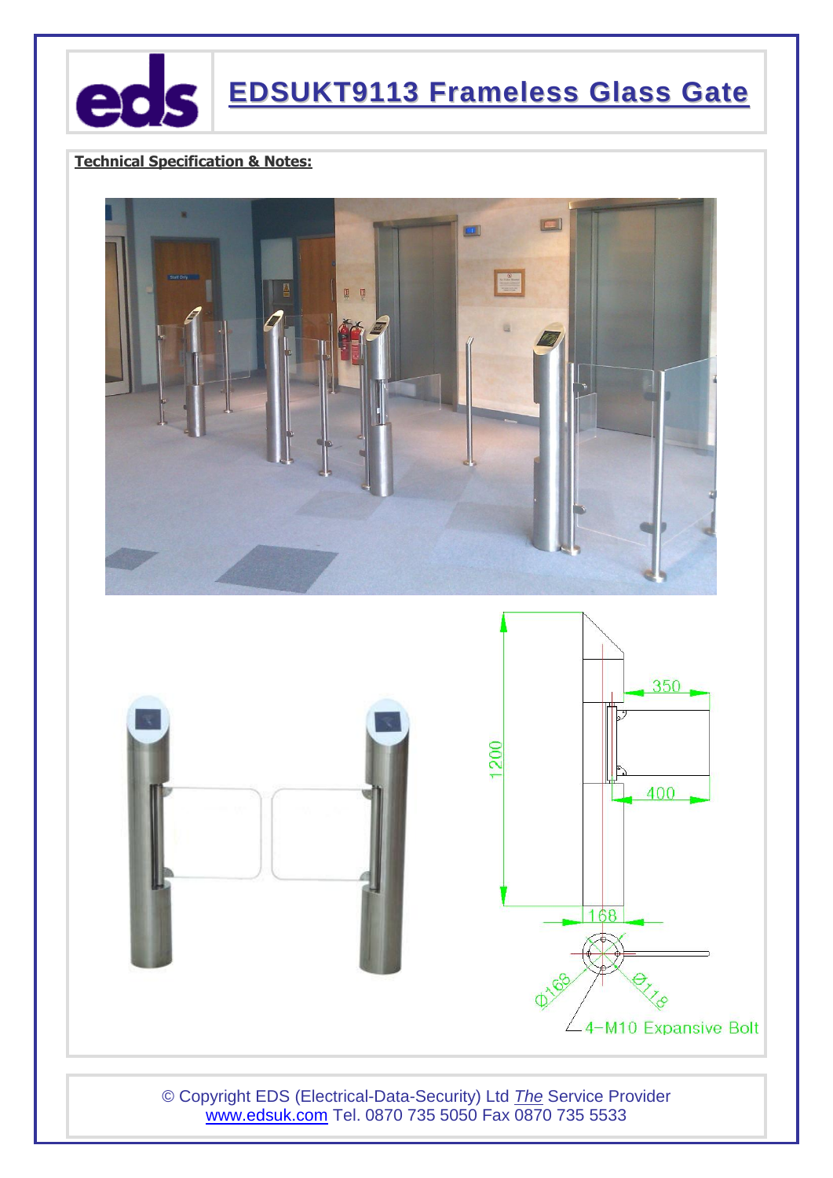# EDSUKT9113 Frameless Glass Gate

**Technical Specification & Notes:**

© Copyright EDS (Electrical-Data-Security) Ltd *The* Service Provider
www.edsuk.com Tel. 0870 735 5050 Fax 0870 735 5533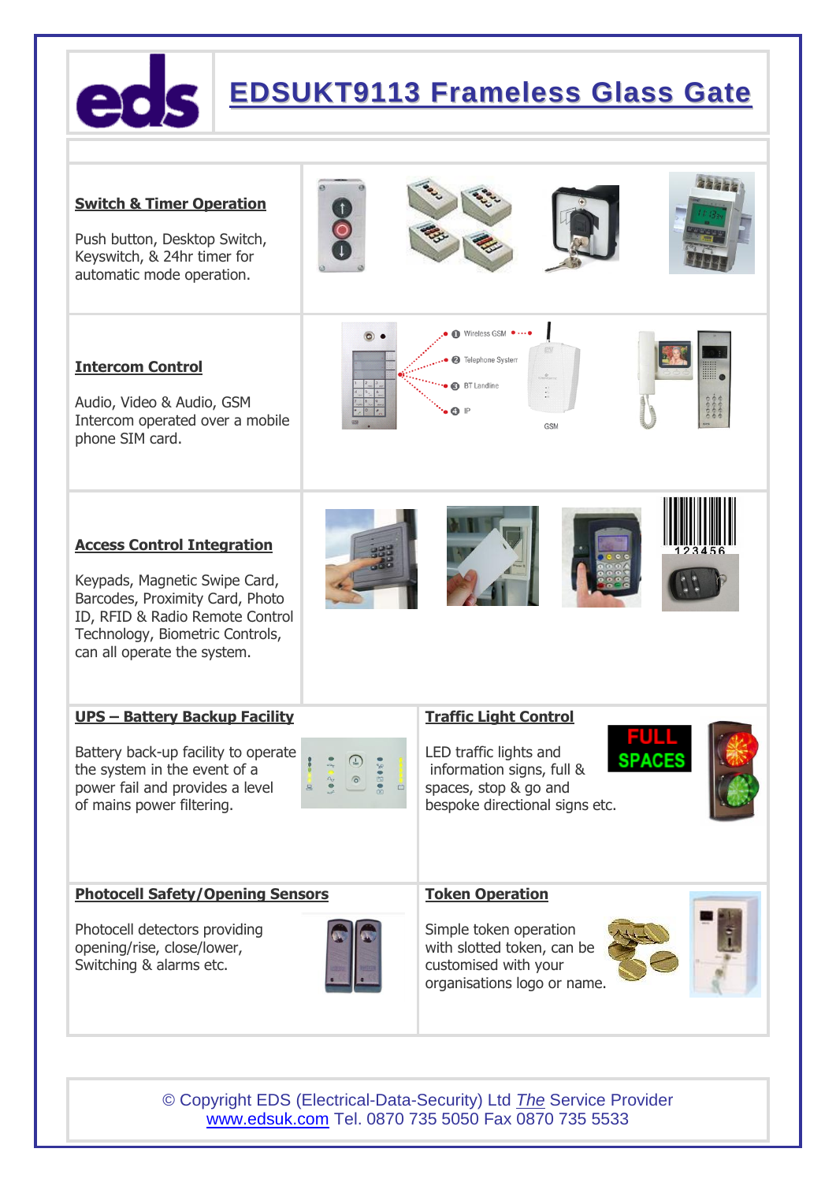# EDSUKT9113 Frameless Glass Gate

## Switch & Timer Operation

Push button, Desktop Switch, Keyswitch, & 24hr timer for automatic mode operation.

## Intercom Control

Audio, Video & Audio, GSM Intercom operated over a mobile phone SIM card.

## Access Control Integration

Keypads, Magnetic Swipe Card, Barcodes, Proximity Card, Photo ID, RFID & Radio Remote Control Technology, Biometric Controls, can all operate the system.

## UPS – Battery Backup Facility

Battery back-up facility to operate the system in the event of a power fail and provides a level of mains power filtering.

## Traffic Light Control

LED traffic lights and information signs, full & spaces, stop & go and bespoke directional signs etc.

## Photocell Safety/Opening Sensors

Photocell detectors providing opening/rise, close/lower, Switching & alarms etc.

## Token Operation

Simple token operation with slotted token, can be customised with your organisations logo or name.

© Copyright EDS (Electrical-Data-Security) Ltd *The* Service Provider
www.edsuk.com Tel. 0870 735 5050 Fax 0870 735 5533